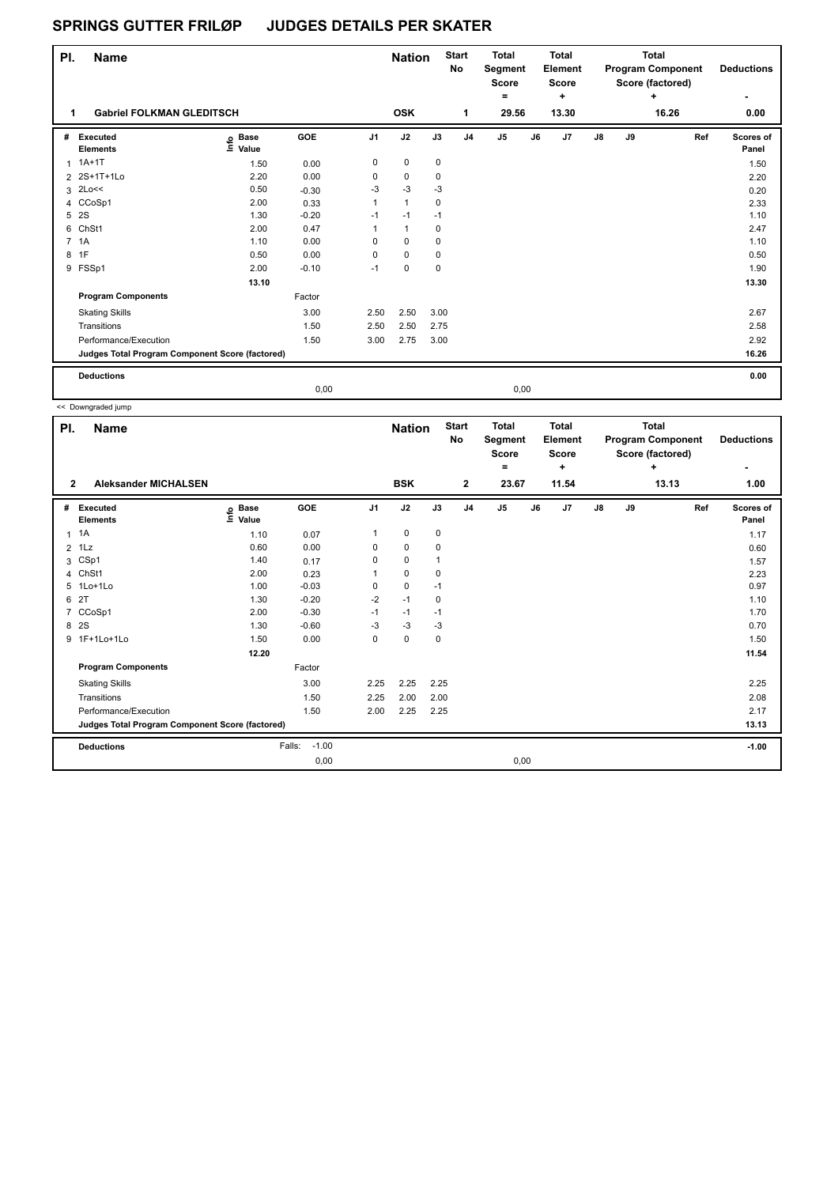# SPRINGS GUTTER FRILØP JUDGES DETAILS PER SKATER

| Pl. | Name | Nation | Start No | Total Segment Score = | Total Element Score + | Total Program Component Score (factored) + | Deductions - |
|---|---|---|---|---|---|---|---|
| 1 | Gabriel FOLKMAN GLEDITSCH | OSK | 1 | 29.56 | 13.30 | 16.26 | 0.00 |

| # | Executed Elements | Info | Base Value | GOE | J1 | J2 | J3 | J4 | J5 | J6 | J7 | J8 | J9 | Ref | Scores of Panel |
|---|---|---|---|---|---|---|---|---|---|---|---|---|---|---|---|
| 1 | 1A+1T | | 1.50 | 0.00 | 0 | 0 | 0 | | | | | | | | 1.50 |
| 2 | 2S+1T+1Lo | | 2.20 | 0.00 | 0 | 0 | 0 | | | | | | | | 2.20 |
| 3 | 2Lo<< | | 0.50 | -0.30 | -3 | -3 | -3 | | | | | | | | 0.20 |
| 4 | CCoSp1 | | 2.00 | 0.33 | 1 | 1 | 0 | | | | | | | | 2.33 |
| 5 | 2S | | 1.30 | -0.20 | -1 | -1 | -1 | | | | | | | | 1.10 |
| 6 | ChSt1 | | 2.00 | 0.47 | 1 | 1 | 0 | | | | | | | | 2.47 |
| 7 | 1A | | 1.10 | 0.00 | 0 | 0 | 0 | | | | | | | | 1.10 |
| 8 | 1F | | 0.50 | 0.00 | 0 | 0 | 0 | | | | | | | | 0.50 |
| 9 | FSSp1 | | 2.00 | -0.10 | -1 | 0 | 0 | | | | | | | | 1.90 |
| | | | 13.10 | | | | | | | | | | | | 13.30 |
| | Program Components | | | Factor | | | | | | | | | | | |
| | Skating Skills | | | 3.00 | 2.50 | 2.50 | 3.00 | | | | | | | | 2.67 |
| | Transitions | | | 1.50 | 2.50 | 2.50 | 2.75 | | | | | | | | 2.58 |
| | Performance/Execution | | | 1.50 | 3.00 | 2.75 | 3.00 | | | | | | | | 2.92 |
| | Judges Total Program Component Score (factored) | | | | | | | | | | | | | | 16.26 |
| | Deductions | | | | | | | | | | | | | | 0.00 |
| | | | | 0,00 | | | | | 0,00 | | | | | | |

<< Downgraded jump

| Pl. | Name | Nation | Start No | Total Segment Score = | Total Element Score + | Total Program Component Score (factored) + | Deductions - |
|---|---|---|---|---|---|---|---|
| 2 | Aleksander MICHALSEN | BSK | 2 | 23.67 | 11.54 | 13.13 | 1.00 |

| # | Executed Elements | Info | Base Value | GOE | J1 | J2 | J3 | J4 | J5 | J6 | J7 | J8 | J9 | Ref | Scores of Panel |
|---|---|---|---|---|---|---|---|---|---|---|---|---|---|---|---|
| 1 | 1A | | 1.10 | 0.07 | 1 | 0 | 0 | | | | | | | | 1.17 |
| 2 | 1Lz | | 0.60 | 0.00 | 0 | 0 | 0 | | | | | | | | 0.60 |
| 3 | CSp1 | | 1.40 | 0.17 | 0 | 0 | 1 | | | | | | | | 1.57 |
| 4 | ChSt1 | | 2.00 | 0.23 | 1 | 0 | 0 | | | | | | | | 2.23 |
| 5 | 1Lo+1Lo | | 1.00 | -0.03 | 0 | 0 | -1 | | | | | | | | 0.97 |
| 6 | 2T | | 1.30 | -0.20 | -2 | -1 | 0 | | | | | | | | 1.10 |
| 7 | CCoSp1 | | 2.00 | -0.30 | -1 | -1 | -1 | | | | | | | | 1.70 |
| 8 | 2S | | 1.30 | -0.60 | -3 | -3 | -3 | | | | | | | | 0.70 |
| 9 | 1F+1Lo+1Lo | | 1.50 | 0.00 | 0 | 0 | 0 | | | | | | | | 1.50 |
| | | | 12.20 | | | | | | | | | | | | 11.54 |
| | Program Components | | | Factor | | | | | | | | | | | |
| | Skating Skills | | | 3.00 | 2.25 | 2.25 | 2.25 | | | | | | | | 2.25 |
| | Transitions | | | 1.50 | 2.25 | 2.00 | 2.00 | | | | | | | | 2.08 |
| | Performance/Execution | | | 1.50 | 2.00 | 2.25 | 2.25 | | | | | | | | 2.17 |
| | Judges Total Program Component Score (factored) | | | | | | | | | | | | | | 13.13 |
| | Deductions | | | Falls: -1.00 | | | | | | | | | | | -1.00 |
| | | | | 0,00 | | | | | 0,00 | | | | | | |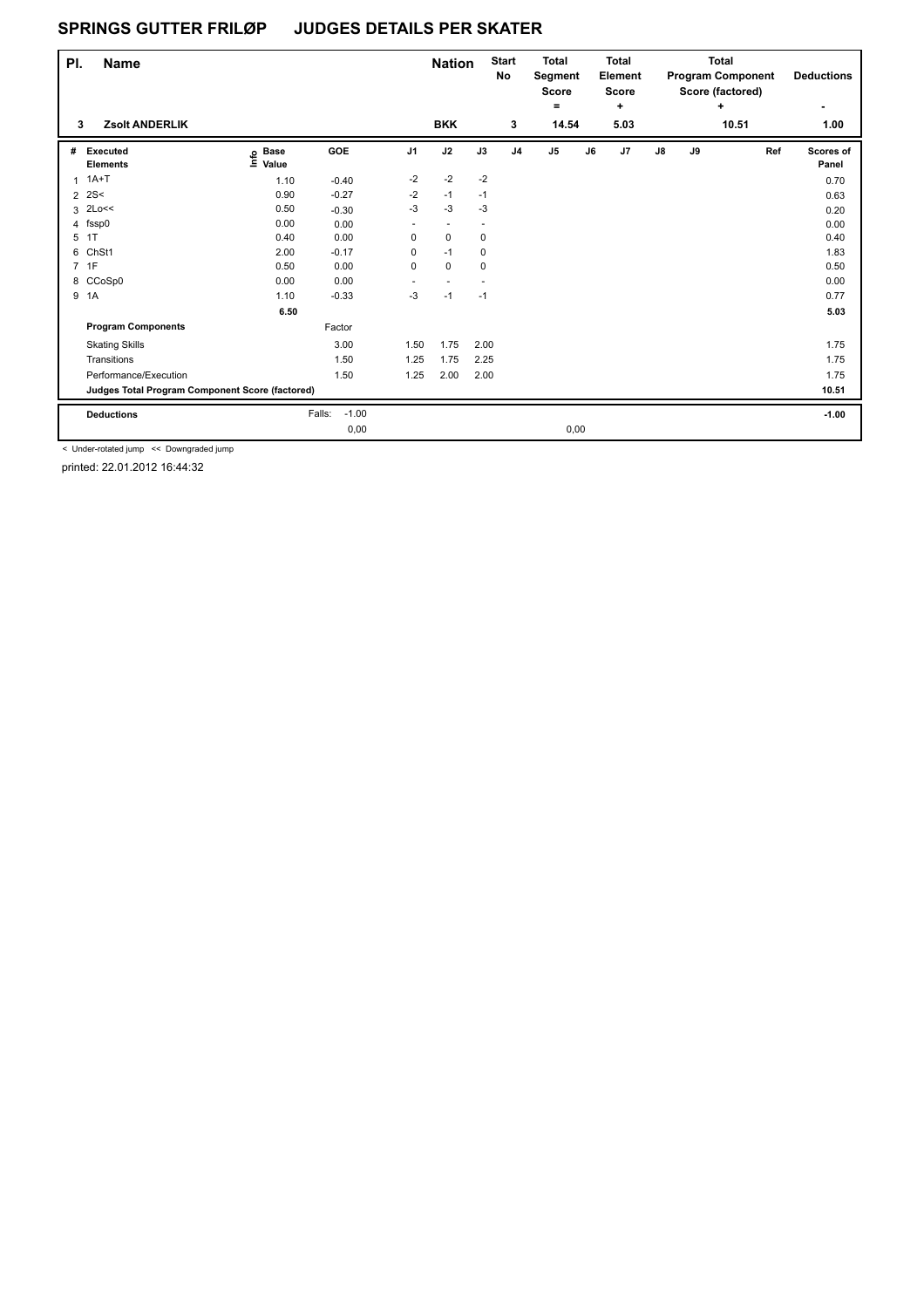## SPRINGS GUTTER FRILØP JUDGES DETAILS PER SKATER

| Pl. | Name | Nation | Start No | Total Segment Score = | Total Element Score + | Total Program Component Score (factored) + | Deductions - |
|---|---|---|---|---|---|---|---|
| 3 | Zsolt ANDERLIK | BKK | 3 | 14.54 | 5.03 | 10.51 | 1.00 |

| # | Executed Elements | Info | Base Value | GOE | J1 | J2 | J3 | J4 | J5 | J6 | J7 | J8 | J9 | Ref | Scores of Panel |
|---|---|---|---|---|---|---|---|---|---|---|---|---|---|---|---|
| 1 | 1A+T | | 1.10 | -0.40 | -2 | -2 | -2 | | | | | | | | 0.70 |
| 2 | 2S< | | 0.90 | -0.27 | -2 | -1 | -1 | | | | | | | | 0.63 |
| 3 | 2Lo<< | | 0.50 | -0.30 | -3 | -3 | -3 | | | | | | | | 0.20 |
| 4 | fssp0 | | 0.00 | 0.00 | - | - | - | | | | | | | | 0.00 |
| 5 | 1T | | 0.40 | 0.00 | 0 | 0 | 0 | | | | | | | | 0.40 |
| 6 | ChSt1 | | 2.00 | -0.17 | 0 | -1 | 0 | | | | | | | | 1.83 |
| 7 | 1F | | 0.50 | 0.00 | 0 | 0 | 0 | | | | | | | | 0.50 |
| 8 | CCoSp0 | | 0.00 | 0.00 | - | - | - | | | | | | | | 0.00 |
| 9 | 1A | | 1.10 | -0.33 | -3 | -1 | -1 | | | | | | | | 0.77 |
| | | | 6.50 | | | | | | | | | | | | 5.03 |
| | **Program Components** | | | Factor | | | | | | | | | | | |
| | Skating Skills | | | 3.00 | 1.50 | 1.75 | 2.00 | | | | | | | | 1.75 |
| | Transitions | | | 1.50 | 1.25 | 1.75 | 2.25 | | | | | | | | 1.75 |
| | Performance/Execution | | | 1.50 | 1.25 | 2.00 | 2.00 | | | | | | | | 1.75 |
| | **Judges Total Program Component Score (factored)** | | | | | | | | | | | | | | 10.51 |
| | **Deductions** | | | Falls: -1.00 | | | | | | | | | | | -1.00 |
| | | | | 0,00 | | | | | 0,00 | | | | | | |

< Under-rotated jump << Downgraded jump

printed: 22.01.2012 16:44:32